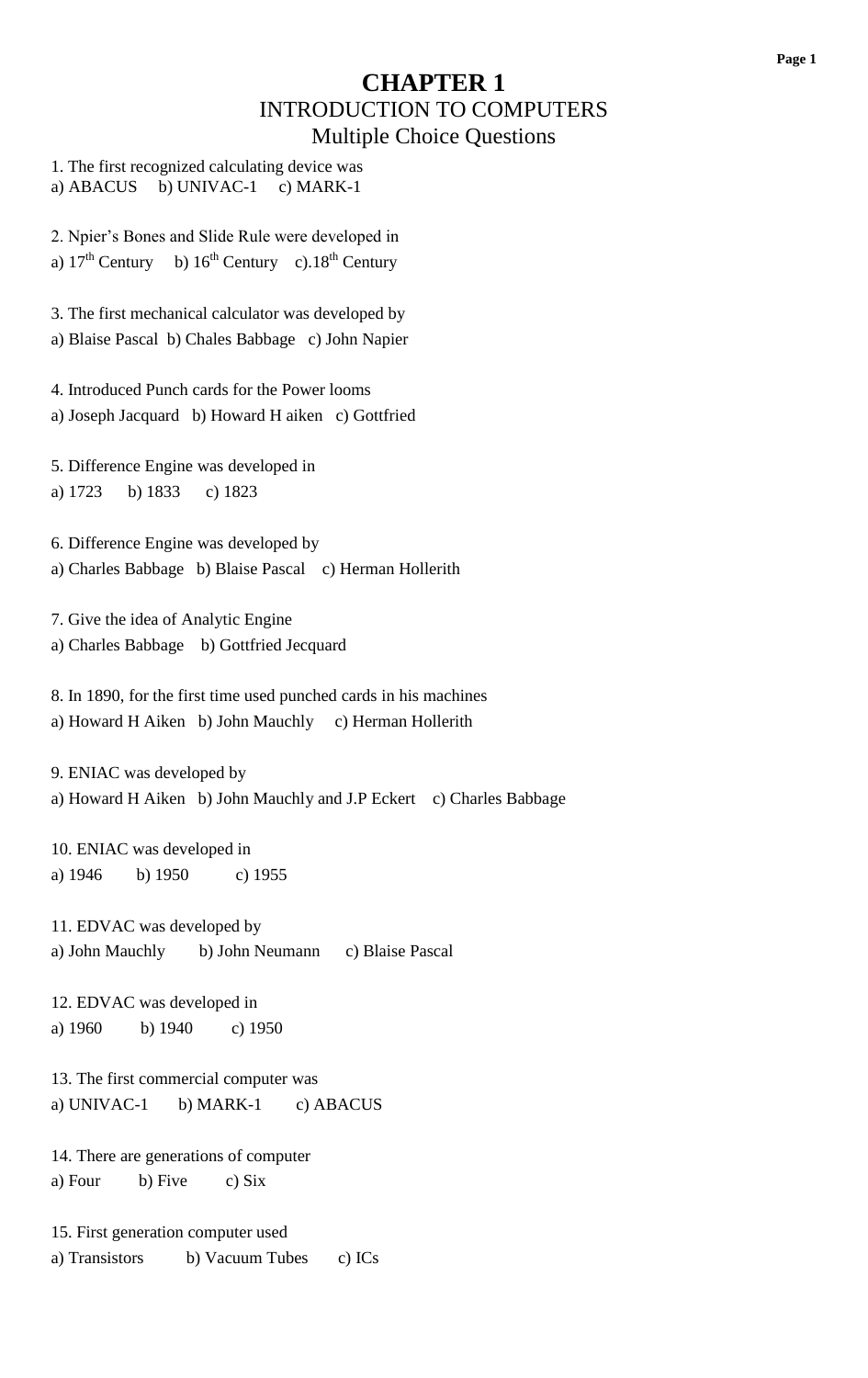# CHAPTER 1

## INTRODUCTION TO COMPUTERS

## Multiple Choice Questions

1. The first recognized calculating device was
a) ABACUS  b) UNIVAC-1  c) MARK-1

2. Npier's Bones and Slide Rule were developed in
a) 17th Century  b) 16th Century  c).18th Century

3. The first mechanical calculator was developed by
a) Blaise Pascal  b) Chales Babbage  c) John Napier

4. Introduced Punch cards for the Power looms
a) Joseph Jacquard  b) Howard H aiken  c) Gottfried

5. Difference Engine was developed in
a) 1723  b) 1833  c) 1823

6. Difference Engine was developed by
a) Charles Babbage  b) Blaise Pascal  c) Herman Hollerith

7. Give the idea of Analytic Engine
a) Charles Babbage  b) Gottfried Jecquard

8. In 1890, for the first time used punched cards in his machines
a) Howard H Aiken  b) John Mauchly  c) Herman Hollerith

9. ENIAC was developed by
a) Howard H Aiken  b) John Mauchly and J.P Eckert  c) Charles Babbage

10. ENIAC was developed in
a) 1946  b) 1950  c) 1955

11. EDVAC was developed by
a) John Mauchly  b) John Neumann  c) Blaise Pascal

12. EDVAC was developed in
a) 1960  b) 1940  c) 1950

13. The first commercial computer was
a) UNIVAC-1  b) MARK-1  c) ABACUS

14. There are generations of computer
a) Four  b) Five  c) Six

15. First generation computer used
a) Transistors  b) Vacuum Tubes  c) ICs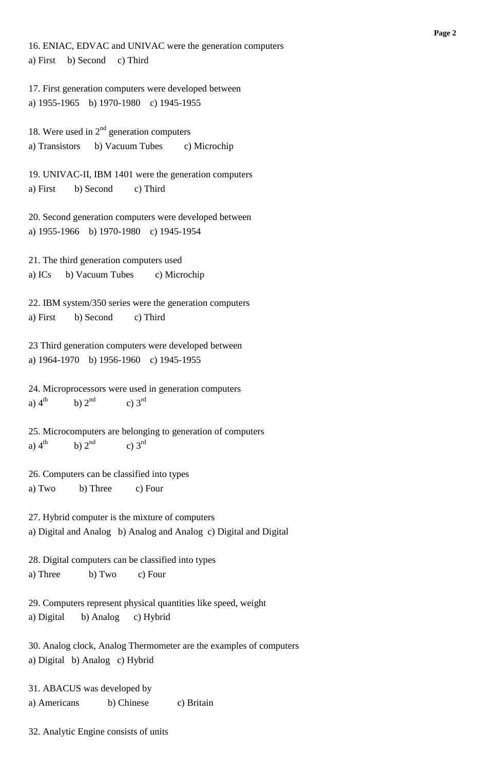16. ENIAC, EDVAC and UNIVAC were the generation computers
a) First b) Second c) Third

17. First generation computers were developed between
a) 1955-1965 b) 1970-1980 c) 1945-1955

18. Were used in 2nd generation computers
a) Transistors b) Vacuum Tubes c) Microchip

19. UNIVAC-II, IBM 1401 were the generation computers
a) First b) Second c) Third

20. Second generation computers were developed between
a) 1955-1966 b) 1970-1980 c) 1945-1954

21. The third generation computers used
a) ICs b) Vacuum Tubes c) Microchip

22. IBM system/350 series were the generation computers
a) First b) Second c) Third

23 Third generation computers were developed between
a) 1964-1970 b) 1956-1960 c) 1945-1955

24. Microprocessors were used in generation computers
a) 4th b) 2nd c) 3rd

25. Microcomputers are belonging to generation of computers
a) 4th b) 2nd c) 3rd

26. Computers can be classified into types
a) Two b) Three c) Four

27. Hybrid computer is the mixture of computers
a) Digital and Analog b) Analog and Analog c) Digital and Digital

28. Digital computers can be classified into types
a) Three b) Two c) Four

29. Computers represent physical quantities like speed, weight
a) Digital b) Analog c) Hybrid

30. Analog clock, Analog Thermometer are the examples of computers
a) Digital b) Analog c) Hybrid

31. ABACUS was developed by
a) Americans b) Chinese c) Britain

32. Analytic Engine consists of units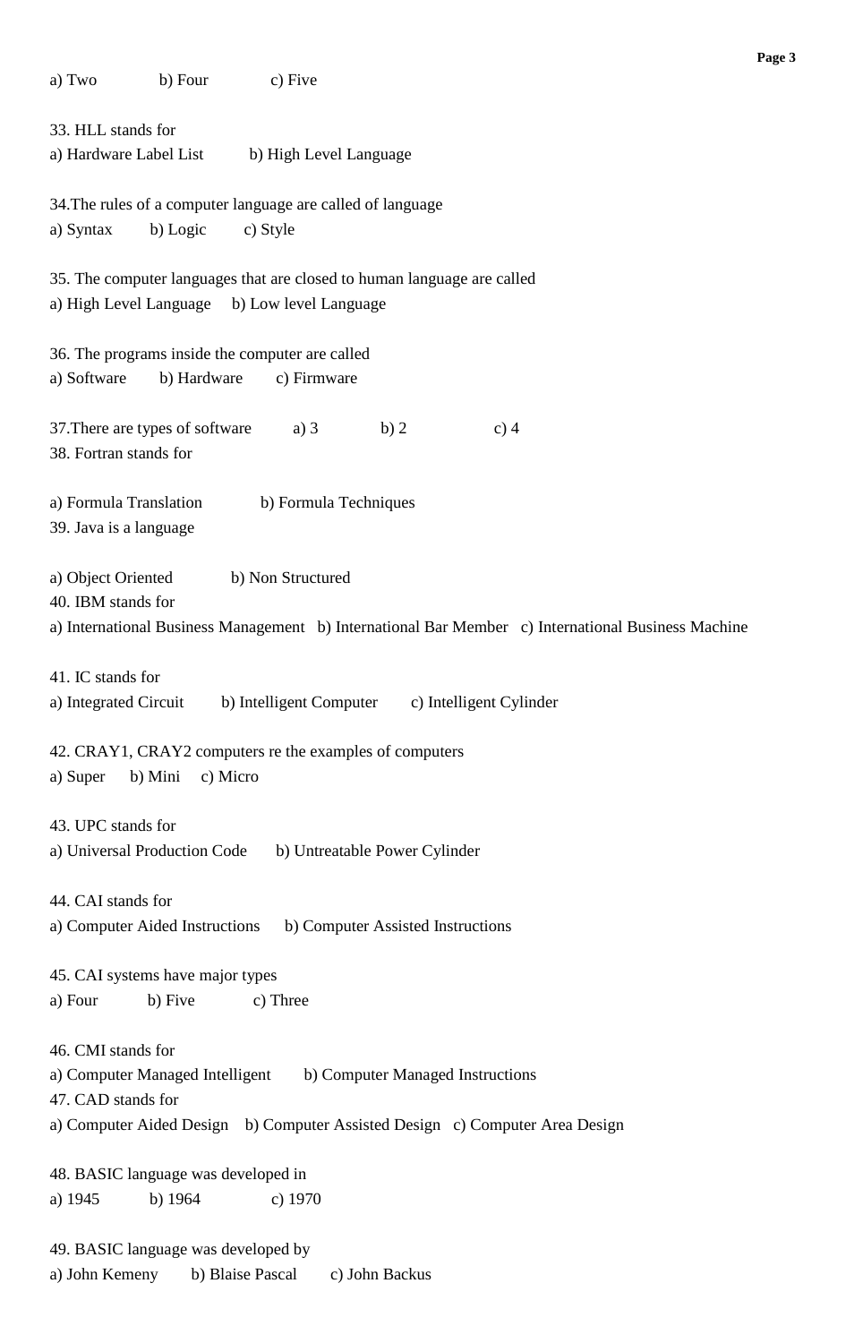a) Two  b) Four  c) Five

33. HLL stands for
a) Hardware Label List  b) High Level Language

34.The rules of a computer language are called of language
a) Syntax  b) Logic  c) Style

35. The computer languages that are closed to human language are called
a) High Level Language  b) Low level Language

36. The programs inside the computer are called
a) Software  b) Hardware  c) Firmware

37.There are types of software  a) 3  b) 2  c) 4
38. Fortran stands for

a) Formula Translation  b) Formula Techniques
39. Java is a language

a) Object Oriented  b) Non Structured
40. IBM stands for
a) International Business Management  b) International Bar Member  c) International Business Machine

41. IC stands for
a) Integrated Circuit  b) Intelligent Computer  c) Intelligent Cylinder

42. CRAY1, CRAY2 computers re the examples of computers
a) Super  b) Mini  c) Micro

43. UPC stands for
a) Universal Production Code  b) Untreatable Power Cylinder

44. CAI stands for
a) Computer Aided Instructions  b) Computer Assisted Instructions

45. CAI systems have major types
a) Four  b) Five  c) Three

46. CMI stands for
a) Computer Managed Intelligent  b) Computer Managed Instructions
47. CAD stands for
a) Computer Aided Design  b) Computer Assisted Design  c) Computer Area Design

48. BASIC language was developed in
a) 1945  b) 1964  c) 1970

49. BASIC language was developed by
a) John Kemeny  b) Blaise Pascal  c) John Backus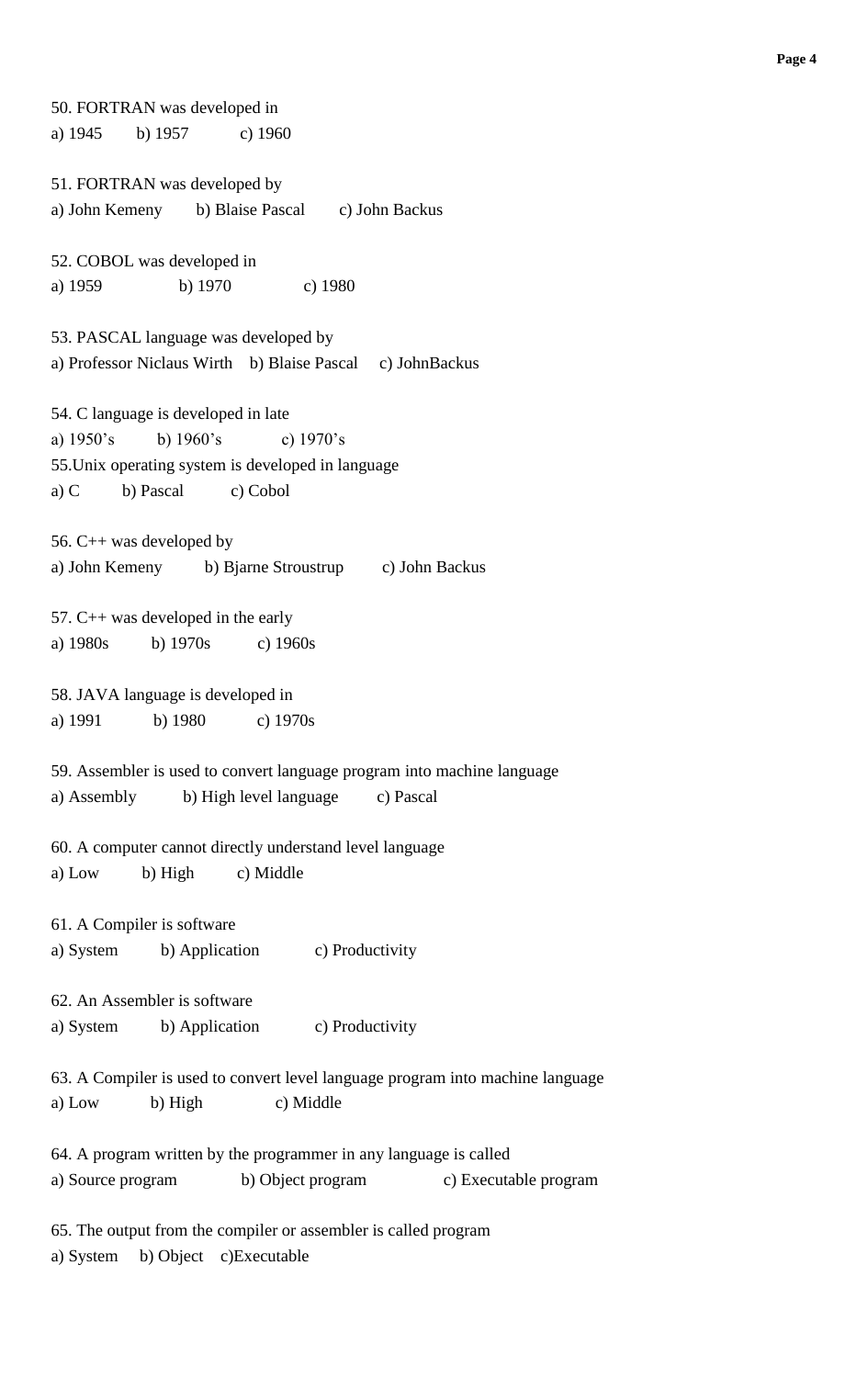50. FORTRAN was developed in
a) 1945 b) 1957 c) 1960

51. FORTRAN was developed by
a) John Kemeny b) Blaise Pascal c) John Backus

52. COBOL was developed in
a) 1959 b) 1970 c) 1980

53. PASCAL language was developed by
a) Professor Niclaus Wirth b) Blaise Pascal c) JohnBackus

54. C language is developed in late
a) 1950's b) 1960's c) 1970's
55.Unix operating system is developed in language
a) C b) Pascal c) Cobol

56. C++ was developed by
a) John Kemeny b) Bjarne Stroustrup c) John Backus

57. C++ was developed in the early
a) 1980s b) 1970s c) 1960s

58. JAVA language is developed in
a) 1991 b) 1980 c) 1970s

59. Assembler is used to convert language program into machine language
a) Assembly b) High level language c) Pascal

60. A computer cannot directly understand level language
a) Low b) High c) Middle

61. A Compiler is software
a) System b) Application c) Productivity

62. An Assembler is software
a) System b) Application c) Productivity

63. A Compiler is used to convert level language program into machine language
a) Low b) High c) Middle

64. A program written by the programmer in any language is called
a) Source program b) Object program c) Executable program

65. The output from the compiler or assembler is called program
a) System b) Object c)Executable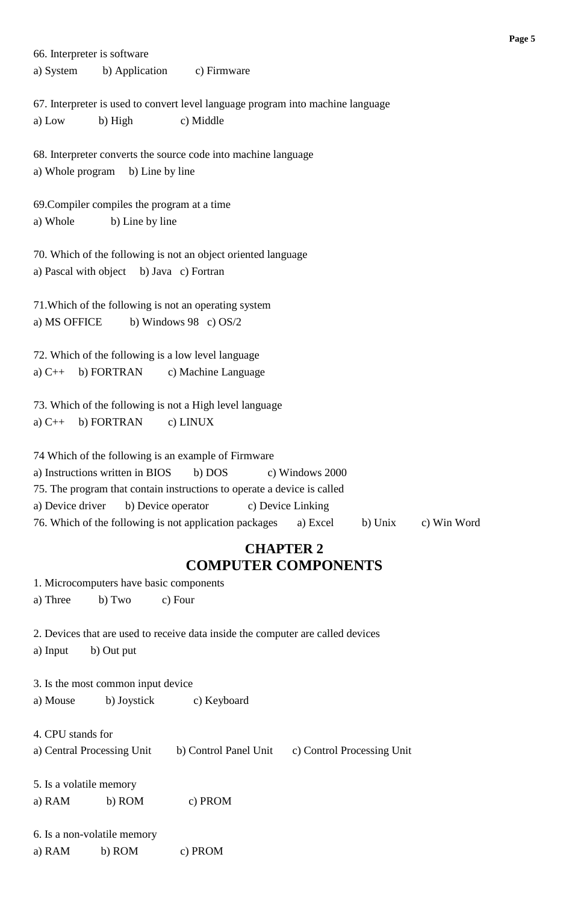66. Interpreter is software
a) System b) Application c) Firmware

67. Interpreter is used to convert level language program into machine language
a) Low b) High c) Middle

68. Interpreter converts the source code into machine language
a) Whole program b) Line by line

69.Compiler compiles the program at a time
a) Whole b) Line by line

70. Which of the following is not an object oriented language
a) Pascal with object b) Java c) Fortran

71.Which of the following is not an operating system
a) MS OFFICE b) Windows 98 c) OS/2

72. Which of the following is a low level language
a) C++ b) FORTRAN c) Machine Language

73. Which of the following is not a High level language
a) C++ b) FORTRAN c) LINUX

74 Which of the following is an example of Firmware
a) Instructions written in BIOS b) DOS c) Windows 2000
75. The program that contain instructions to operate a device is called
a) Device driver b) Device operator c) Device Linking
76. Which of the following is not application packages a) Excel b) Unix c) Win Word

## CHAPTER 2
## COMPUTER COMPONENTS

1. Microcomputers have basic components
a) Three b) Two c) Four

2. Devices that are used to receive data inside the computer are called devices
a) Input b) Out put

3. Is the most common input device
a) Mouse b) Joystick c) Keyboard

4. CPU stands for
a) Central Processing Unit b) Control Panel Unit c) Control Processing Unit

5. Is a volatile memory
a) RAM b) ROM c) PROM

6. Is a non-volatile memory
a) RAM b) ROM c) PROM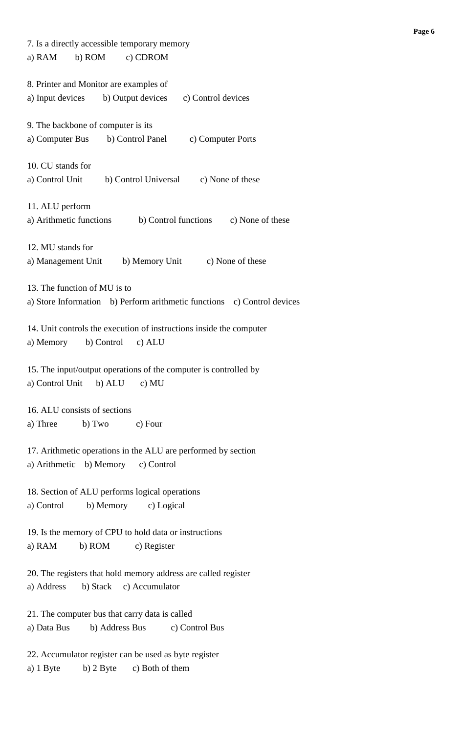7. Is a directly accessible temporary memory
a) RAM b) ROM c) CDROM

8. Printer and Monitor are examples of
a) Input devices b) Output devices c) Control devices

9. The backbone of computer is its
a) Computer Bus b) Control Panel c) Computer Ports

10. CU stands for
a) Control Unit b) Control Universal c) None of these

11. ALU perform
a) Arithmetic functions b) Control functions c) None of these

12. MU stands for
a) Management Unit b) Memory Unit c) None of these

13. The function of MU is to
a) Store Information b) Perform arithmetic functions c) Control devices

14. Unit controls the execution of instructions inside the computer
a) Memory b) Control c) ALU

15. The input/output operations of the computer is controlled by
a) Control Unit b) ALU c) MU

16. ALU consists of sections
a) Three b) Two c) Four

17. Arithmetic operations in the ALU are performed by section
a) Arithmetic b) Memory c) Control

18. Section of ALU performs logical operations
a) Control b) Memory c) Logical

19. Is the memory of CPU to hold data or instructions
a) RAM b) ROM c) Register

20. The registers that hold memory address are called register
a) Address b) Stack c) Accumulator

21. The computer bus that carry data is called
a) Data Bus b) Address Bus c) Control Bus

22. Accumulator register can be used as byte register
a) 1 Byte b) 2 Byte c) Both of them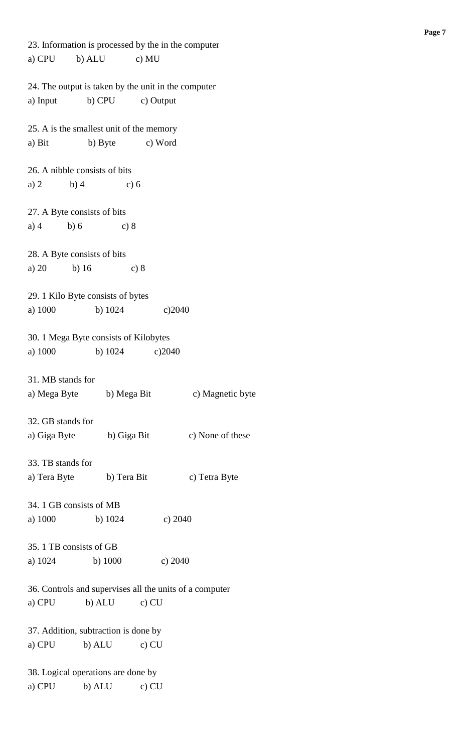23. Information is processed by the in the computer
a) CPU b) ALU c) MU

24. The output is taken by the unit in the computer
a) Input b) CPU c) Output

25. A is the smallest unit of the memory
a) Bit b) Byte c) Word

26. A nibble consists of bits
a) 2 b) 4 c) 6

27. A Byte consists of bits
a) 4 b) 6 c) 8

28. A Byte consists of bits
a) 20 b) 16 c) 8

29. 1 Kilo Byte consists of bytes
a) 1000 b) 1024 c)2040

30. 1 Mega Byte consists of Kilobytes
a) 1000 b) 1024 c)2040

31. MB stands for
a) Mega Byte b) Mega Bit c) Magnetic byte

32. GB stands for
a) Giga Byte b) Giga Bit c) None of these

33. TB stands for
a) Tera Byte b) Tera Bit c) Tetra Byte

34. 1 GB consists of MB
a) 1000 b) 1024 c) 2040

35. 1 TB consists of GB
a) 1024 b) 1000 c) 2040

36. Controls and supervises all the units of a computer
a) CPU b) ALU c) CU

37. Addition, subtraction is done by
a) CPU b) ALU c) CU

38. Logical operations are done by
a) CPU b) ALU c) CU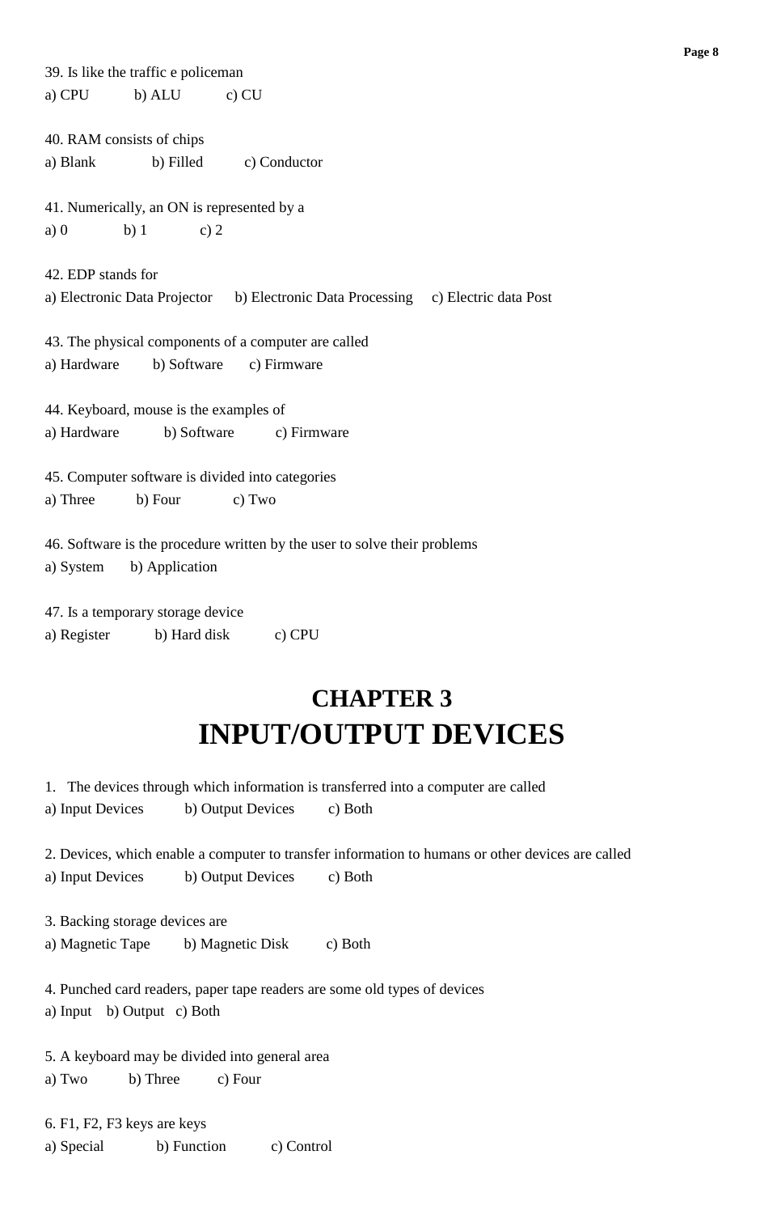39. Is like the traffic e policeman
a) CPU b) ALU c) CU

40. RAM consists of chips
a) Blank b) Filled c) Conductor

41. Numerically, an ON is represented by a
a) 0 b) 1 c) 2

42. EDP stands for
a) Electronic Data Projector b) Electronic Data Processing c) Electric data Post

43. The physical components of a computer are called
a) Hardware b) Software c) Firmware

44. Keyboard, mouse is the examples of
a) Hardware b) Software c) Firmware

45. Computer software is divided into categories
a) Three b) Four c) Two

46. Software is the procedure written by the user to solve their problems
a) System b) Application

47. Is a temporary storage device
a) Register b) Hard disk c) CPU

# CHAPTER 3
# INPUT/OUTPUT DEVICES

1. The devices through which information is transferred into a computer are called
a) Input Devices b) Output Devices c) Both

2. Devices, which enable a computer to transfer information to humans or other devices are called
a) Input Devices b) Output Devices c) Both

3. Backing storage devices are
a) Magnetic Tape b) Magnetic Disk c) Both

4. Punched card readers, paper tape readers are some old types of devices
a) Input b) Output c) Both

5. A keyboard may be divided into general area
a) Two b) Three c) Four

6. F1, F2, F3 keys are keys
a) Special b) Function c) Control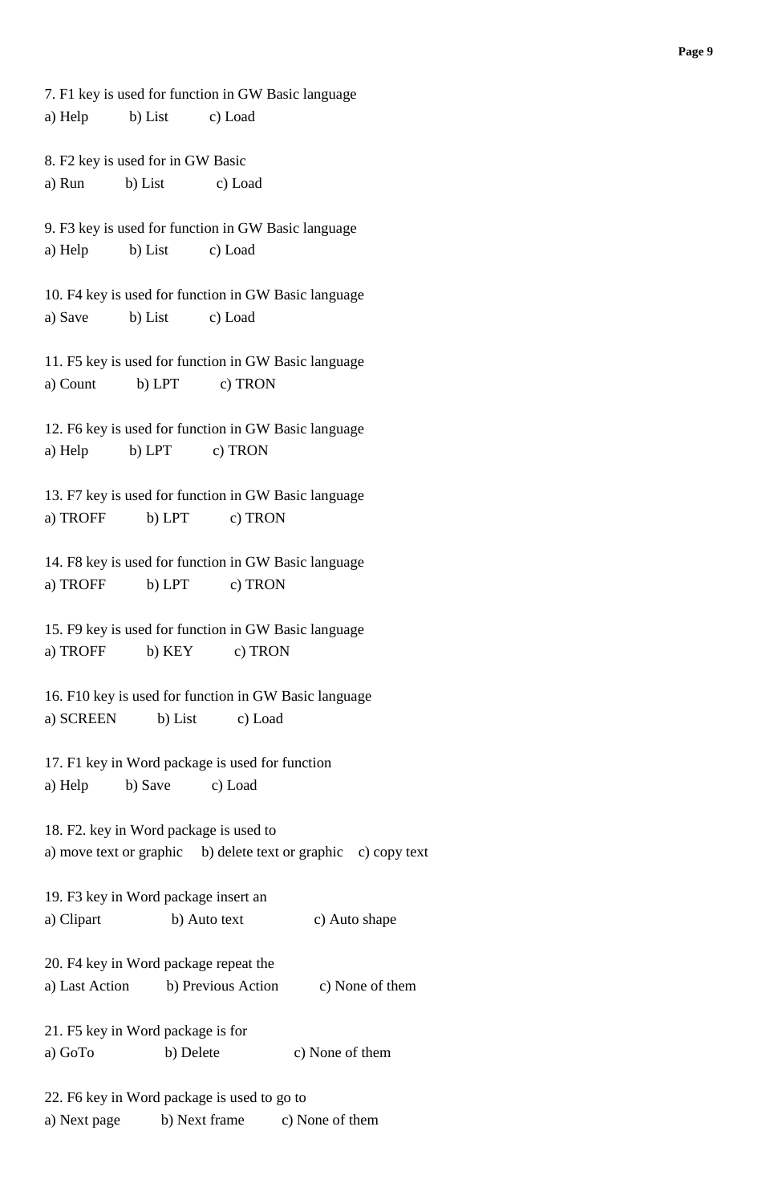7. F1 key is used for function in GW Basic language
a) Help b) List c) Load

8. F2 key is used for in GW Basic
a) Run b) List c) Load

9. F3 key is used for function in GW Basic language
a) Help b) List c) Load

10. F4 key is used for function in GW Basic language
a) Save b) List c) Load

11. F5 key is used for function in GW Basic language
a) Count b) LPT c) TRON

12. F6 key is used for function in GW Basic language
a) Help b) LPT c) TRON

13. F7 key is used for function in GW Basic language
a) TROFF b) LPT c) TRON

14. F8 key is used for function in GW Basic language
a) TROFF b) LPT c) TRON

15. F9 key is used for function in GW Basic language
a) TROFF b) KEY c) TRON

16. F10 key is used for function in GW Basic language
a) SCREEN b) List c) Load

17. F1 key in Word package is used for function
a) Help b) Save c) Load

18. F2. key in Word package is used to
a) move text or graphic b) delete text or graphic c) copy text

19. F3 key in Word package insert an
a) Clipart b) Auto text c) Auto shape

20. F4 key in Word package repeat the
a) Last Action b) Previous Action c) None of them

21. F5 key in Word package is for
a) GoTo b) Delete c) None of them

22. F6 key in Word package is used to go to
a) Next page b) Next frame c) None of them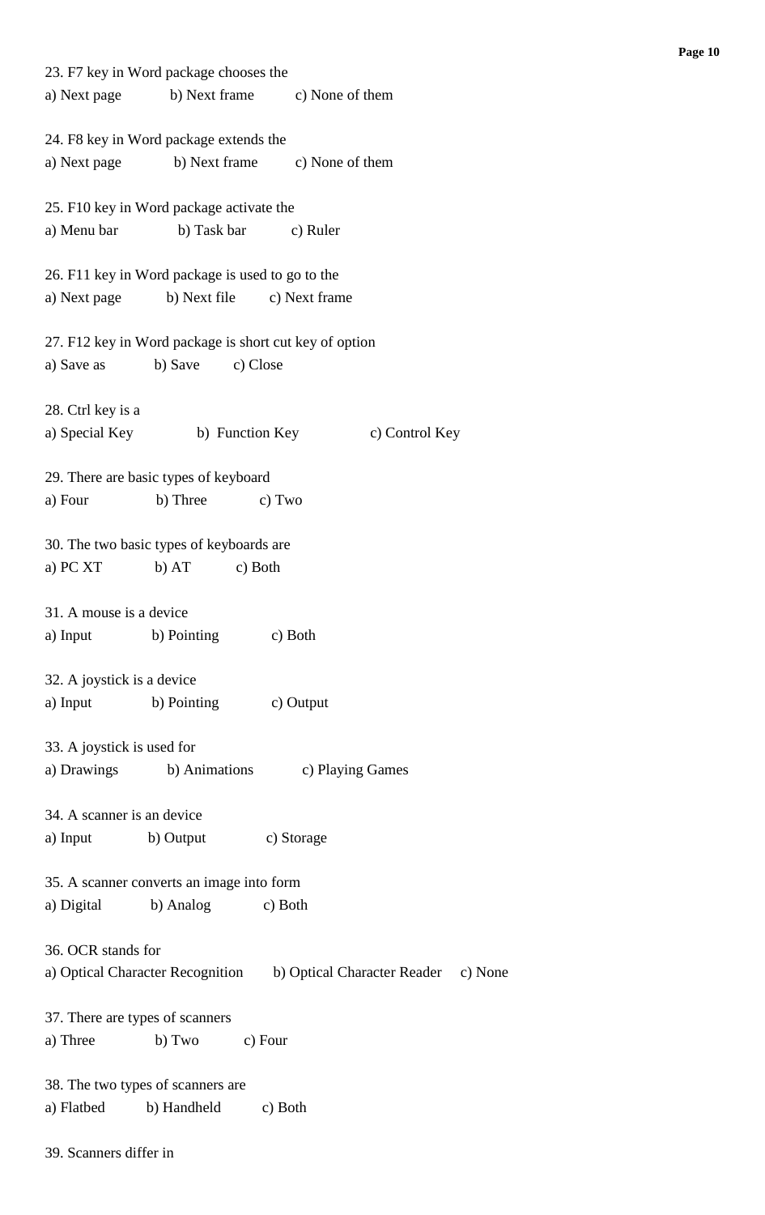23. F7 key in Word package chooses the
a) Next page  b) Next frame  c) None of them

24. F8 key in Word package extends the
a) Next page  b) Next frame  c) None of them

25. F10 key in Word package activate the
a) Menu bar  b) Task bar  c) Ruler

26. F11 key in Word package is used to go to the
a) Next page  b) Next file  c) Next frame

27. F12 key in Word package is short cut key of option
a) Save as  b) Save  c) Close

28. Ctrl key is a
a) Special Key  b) Function Key  c) Control Key

29. There are basic types of keyboard
a) Four  b) Three  c) Two

30. The two basic types of keyboards are
a) PC XT  b) AT  c) Both

31. A mouse is a device
a) Input  b) Pointing  c) Both

32. A joystick is a device
a) Input  b) Pointing  c) Output

33. A joystick is used for
a) Drawings  b) Animations  c) Playing Games

34. A scanner is an device
a) Input  b) Output  c) Storage

35. A scanner converts an image into form
a) Digital  b) Analog  c) Both

36. OCR stands for
a) Optical Character Recognition  b) Optical Character Reader  c) None

37. There are types of scanners
a) Three  b) Two  c) Four

38. The two types of scanners are
a) Flatbed  b) Handheld  c) Both

39. Scanners differ in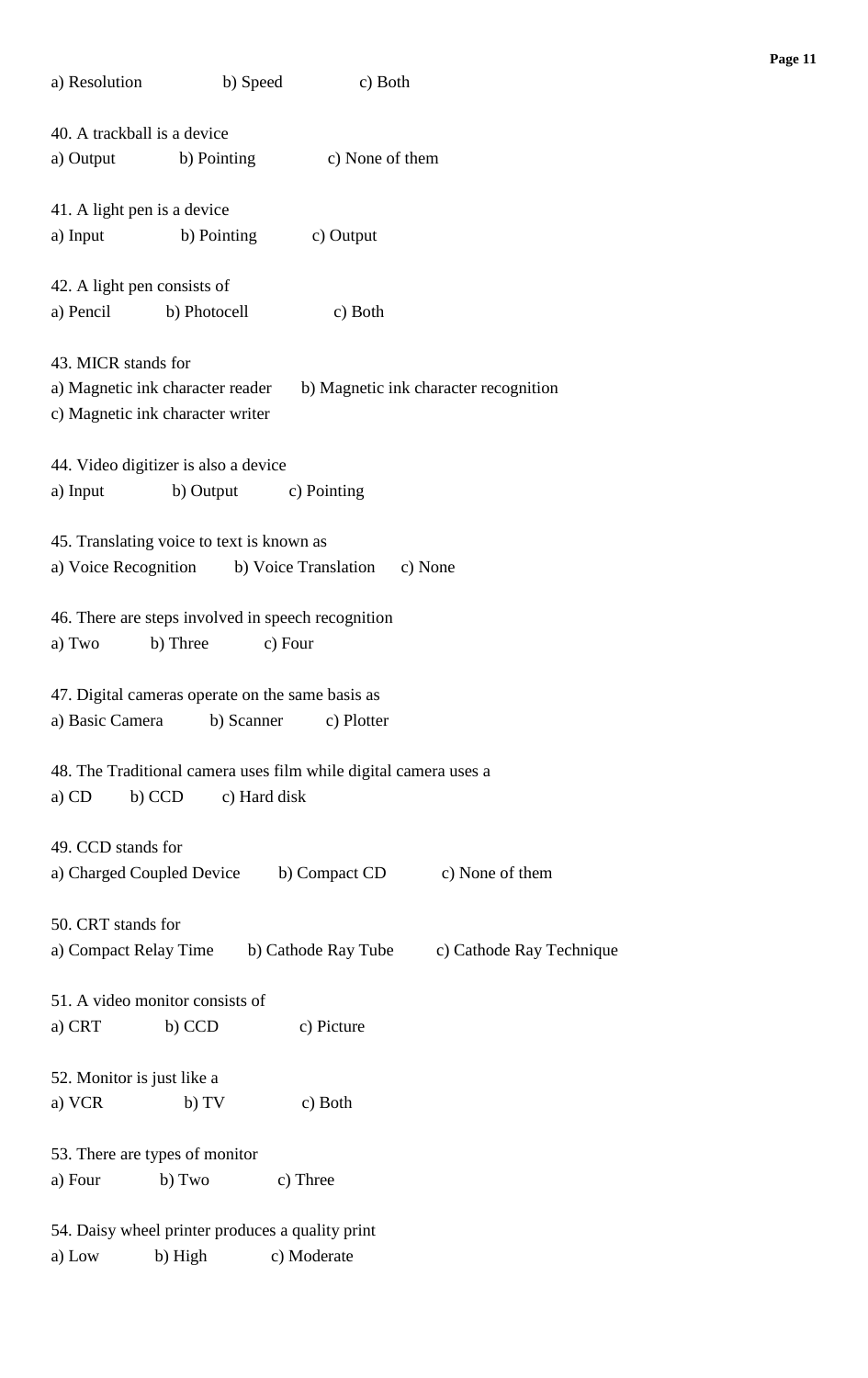a) Resolution b) Speed c) Both

40. A trackball is a device
a) Output b) Pointing c) None of them

41. A light pen is a device
a) Input b) Pointing c) Output

42. A light pen consists of
a) Pencil b) Photocell c) Both

43. MICR stands for
a) Magnetic ink character reader b) Magnetic ink character recognition
c) Magnetic ink character writer

44. Video digitizer is also a device
a) Input b) Output c) Pointing

45. Translating voice to text is known as
a) Voice Recognition b) Voice Translation c) None

46. There are steps involved in speech recognition
a) Two b) Three c) Four

47. Digital cameras operate on the same basis as
a) Basic Camera b) Scanner c) Plotter

48. The Traditional camera uses film while digital camera uses a
a) CD b) CCD c) Hard disk

49. CCD stands for
a) Charged Coupled Device b) Compact CD c) None of them

50. CRT stands for
a) Compact Relay Time b) Cathode Ray Tube c) Cathode Ray Technique

51. A video monitor consists of
a) CRT b) CCD c) Picture

52. Monitor is just like a
a) VCR b) TV c) Both

53. There are types of monitor
a) Four b) Two c) Three

54. Daisy wheel printer produces a quality print
a) Low b) High c) Moderate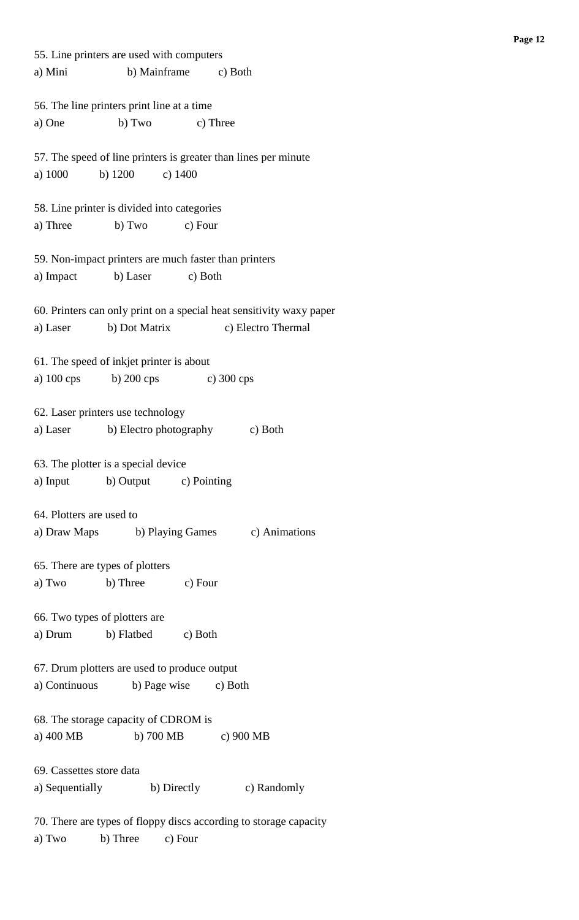55. Line printers are used with computers
a) Mini b) Mainframe c) Both

56. The line printers print line at a time
a) One b) Two c) Three

57. The speed of line printers is greater than lines per minute
a) 1000 b) 1200 c) 1400

58. Line printer is divided into categories
a) Three b) Two c) Four

59. Non-impact printers are much faster than printers
a) Impact b) Laser c) Both

60. Printers can only print on a special heat sensitivity waxy paper
a) Laser b) Dot Matrix c) Electro Thermal

61. The speed of inkjet printer is about
a) 100 cps b) 200 cps c) 300 cps

62. Laser printers use technology
a) Laser b) Electro photography c) Both

63. The plotter is a special device
a) Input b) Output c) Pointing

64. Plotters are used to
a) Draw Maps b) Playing Games c) Animations

65. There are types of plotters
a) Two b) Three c) Four

66. Two types of plotters are
a) Drum b) Flatbed c) Both

67. Drum plotters are used to produce output
a) Continuous b) Page wise c) Both

68. The storage capacity of CDROM is
a) 400 MB b) 700 MB c) 900 MB

69. Cassettes store data
a) Sequentially b) Directly c) Randomly

70. There are types of floppy discs according to storage capacity
a) Two b) Three c) Four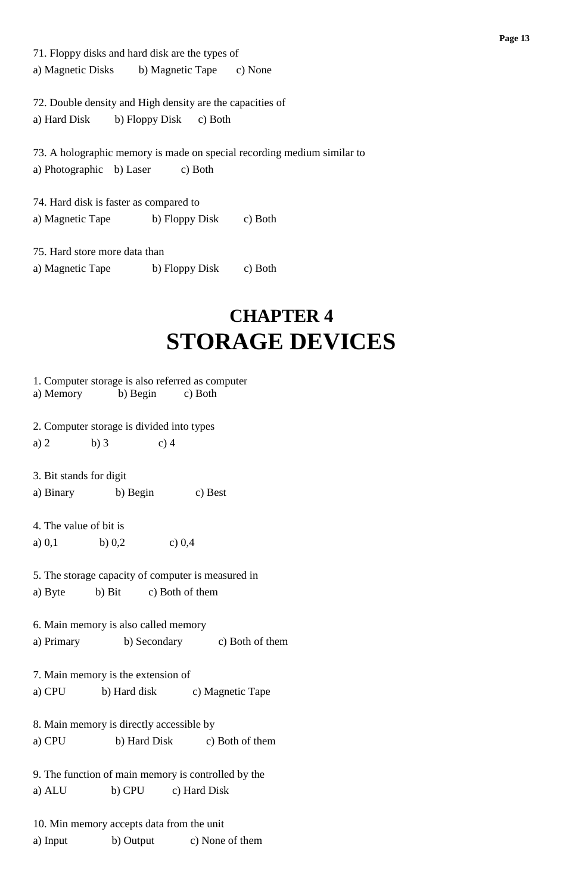71. Floppy disks and hard disk are the types of
a) Magnetic Disks b) Magnetic Tape c) None

72. Double density and High density are the capacities of
a) Hard Disk b) Floppy Disk c) Both

73. A holographic memory is made on special recording medium similar to
a) Photographic b) Laser c) Both

74. Hard disk is faster as compared to
a) Magnetic Tape b) Floppy Disk c) Both

75. Hard store more data than
a) Magnetic Tape b) Floppy Disk c) Both

# CHAPTER 4
# STORAGE DEVICES

1. Computer storage is also referred as computer
a) Memory b) Begin c) Both

2. Computer storage is divided into types
a) 2 b) 3 c) 4

3. Bit stands for digit
a) Binary b) Begin c) Best

4. The value of bit is
a) 0,1 b) 0,2 c) 0,4

5. The storage capacity of computer is measured in
a) Byte b) Bit c) Both of them

6. Main memory is also called memory
a) Primary b) Secondary c) Both of them

7. Main memory is the extension of
a) CPU b) Hard disk c) Magnetic Tape

8. Main memory is directly accessible by
a) CPU b) Hard Disk c) Both of them

9. The function of main memory is controlled by the
a) ALU b) CPU c) Hard Disk

10. Min memory accepts data from the unit
a) Input b) Output c) None of them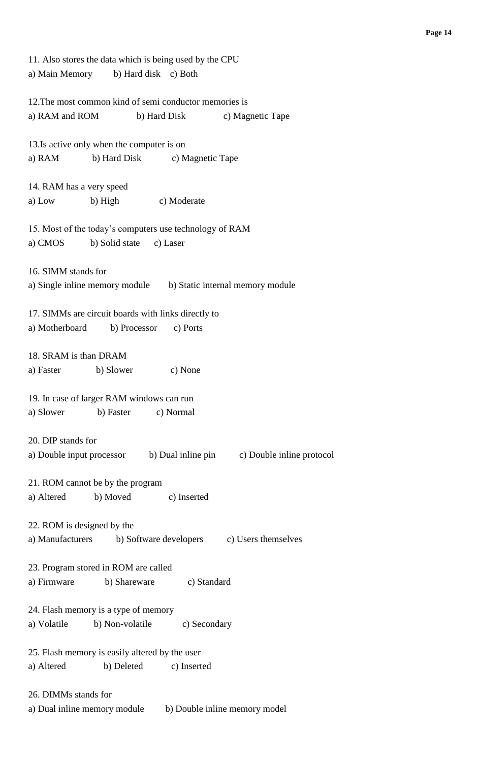11. Also stores the data which is being used by the CPU
a) Main Memory  b) Hard disk  c) Both

12.The most common kind of semi conductor memories is
a) RAM and ROM  b) Hard Disk  c) Magnetic Tape

13.Is active only when the computer is on
a) RAM  b) Hard Disk  c) Magnetic Tape

14. RAM has a very speed
a) Low  b) High  c) Moderate

15. Most of the today's computers use technology of RAM
a) CMOS  b) Solid state  c) Laser

16. SIMM stands for
a) Single inline memory module  b) Static internal memory module

17. SIMMs are circuit boards with links directly to
a) Motherboard  b) Processor  c) Ports

18. SRAM is than DRAM
a) Faster  b) Slower  c) None

19. In case of larger RAM windows can run
a) Slower  b) Faster  c) Normal

20. DIP stands for
a) Double input processor  b) Dual inline pin  c) Double inline protocol

21. ROM cannot be by the program
a) Altered  b) Moved  c) Inserted

22. ROM is designed by the
a) Manufacturers  b) Software developers  c) Users themselves

23. Program stored in ROM are called
a) Firmware  b) Shareware  c) Standard

24. Flash memory is a type of memory
a) Volatile  b) Non-volatile  c) Secondary

25. Flash memory is easily altered by the user
a) Altered  b) Deleted  c) Inserted

26. DIMMs stands for
a) Dual inline memory module  b) Double inline memory model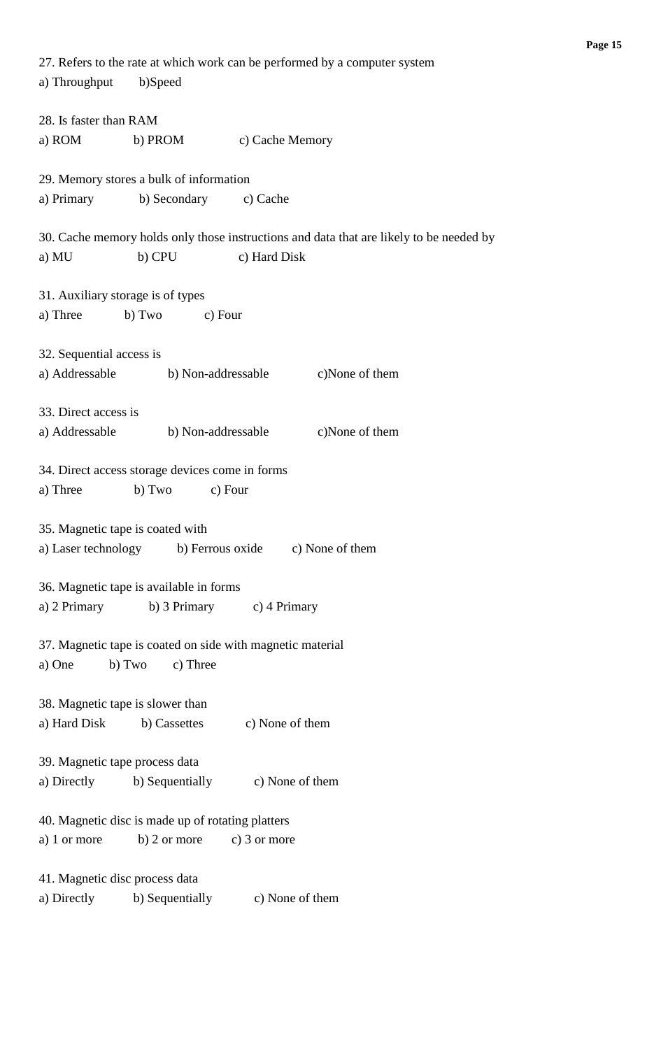27. Refers to the rate at which work can be performed by a computer system

a) Throughput b)Speed

28. Is faster than RAM

a) ROM b) PROM c) Cache Memory

29. Memory stores a bulk of information

a) Primary b) Secondary c) Cache

30. Cache memory holds only those instructions and data that are likely to be needed by

a) MU b) CPU c) Hard Disk

31. Auxiliary storage is of types

a) Three b) Two c) Four

32. Sequential access is

a) Addressable b) Non-addressable c)None of them

33. Direct access is

a) Addressable b) Non-addressable c)None of them

34. Direct access storage devices come in forms

a) Three b) Two c) Four

35. Magnetic tape is coated with

a) Laser technology b) Ferrous oxide c) None of them

36. Magnetic tape is available in forms

a) 2 Primary b) 3 Primary c) 4 Primary

37. Magnetic tape is coated on side with magnetic material

a) One b) Two c) Three

38. Magnetic tape is slower than

a) Hard Disk b) Cassettes c) None of them

39. Magnetic tape process data

a) Directly b) Sequentially c) None of them

40. Magnetic disc is made up of rotating platters

a) 1 or more b) 2 or more c) 3 or more

41. Magnetic disc process data

a) Directly b) Sequentially c) None of them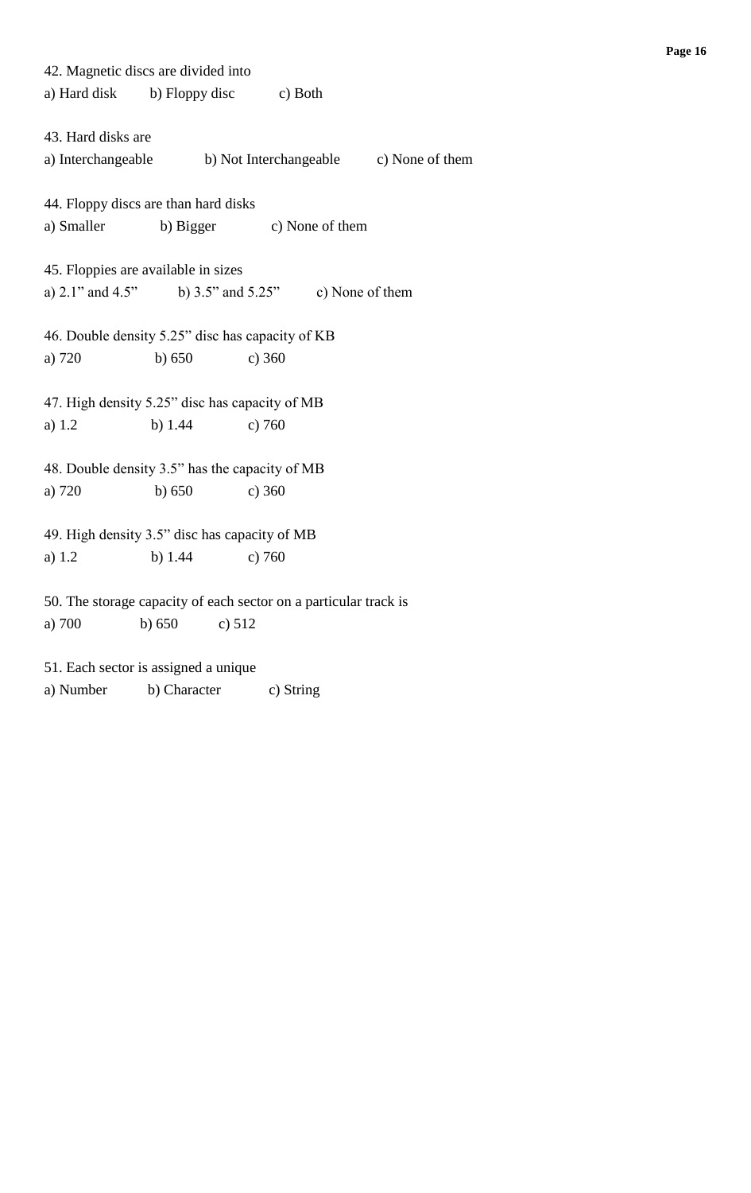42. Magnetic discs are divided into

a) Hard disk b) Floppy disc c) Both

43. Hard disks are

a) Interchangeable b) Not Interchangeable c) None of them

44. Floppy discs are than hard disks

a) Smaller b) Bigger c) None of them

45. Floppies are available in sizes

a) 2.1” and 4.5” b) 3.5” and 5.25” c) None of them

46. Double density 5.25” disc has capacity of KB

a) 720 b) 650 c) 360

47. High density 5.25” disc has capacity of MB

a) 1.2 b) 1.44 c) 760

48. Double density 3.5” has the capacity of MB

a) 720 b) 650 c) 360

49. High density 3.5” disc has capacity of MB

a) 1.2 b) 1.44 c) 760

50. The storage capacity of each sector on a particular track is

a) 700 b) 650 c) 512

51. Each sector is assigned a unique

a) Number b) Character c) String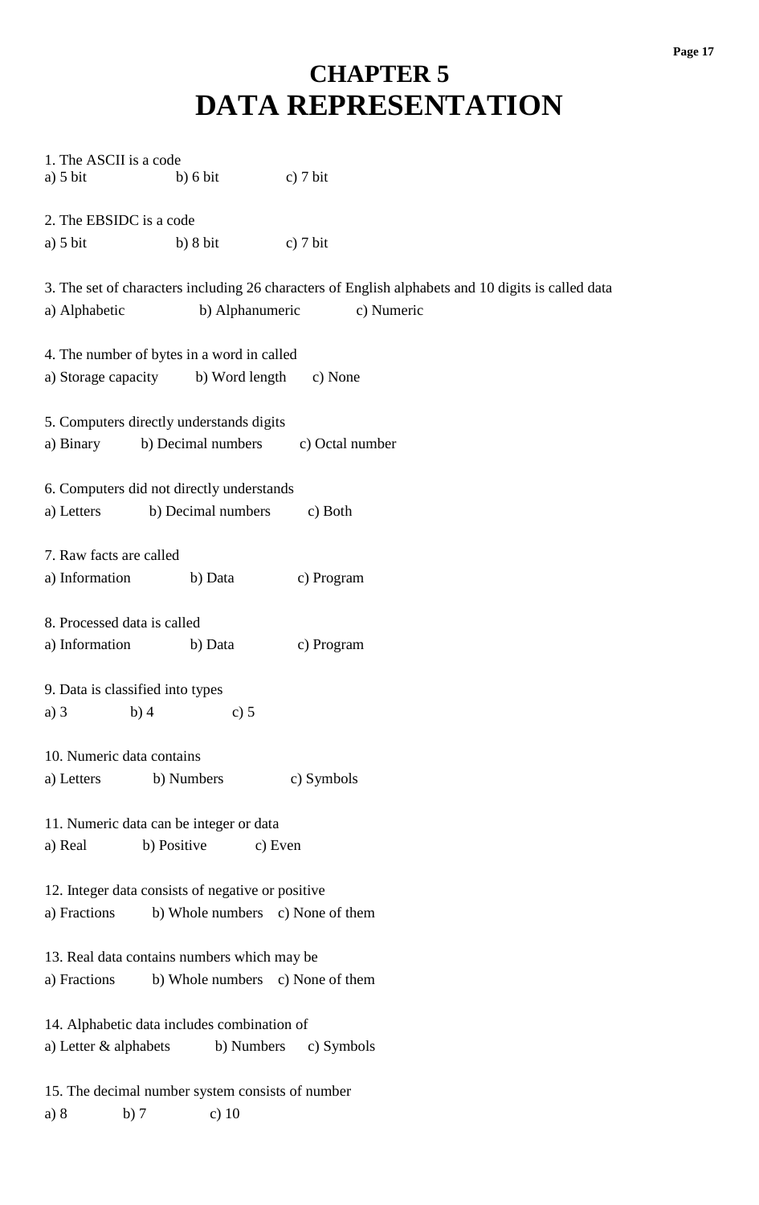# CHAPTER 5
# DATA REPRESENTATION

1. The ASCII is a code
a) 5 bit b) 6 bit c) 7 bit

2. The EBSIDC is a code
a) 5 bit b) 8 bit c) 7 bit

3. The set of characters including 26 characters of English alphabets and 10 digits is called data
a) Alphabetic b) Alphanumeric c) Numeric

4. The number of bytes in a word in called
a) Storage capacity b) Word length c) None

5. Computers directly understands digits
a) Binary b) Decimal numbers c) Octal number

6. Computers did not directly understands
a) Letters b) Decimal numbers c) Both

7. Raw facts are called
a) Information b) Data c) Program

8. Processed data is called
a) Information b) Data c) Program

9. Data is classified into types
a) 3 b) 4 c) 5

10. Numeric data contains
a) Letters b) Numbers c) Symbols

11. Numeric data can be integer or data
a) Real b) Positive c) Even

12. Integer data consists of negative or positive
a) Fractions b) Whole numbers c) None of them

13. Real data contains numbers which may be
a) Fractions b) Whole numbers c) None of them

14. Alphabetic data includes combination of
a) Letter & alphabets b) Numbers c) Symbols

15. The decimal number system consists of number
a) 8 b) 7 c) 10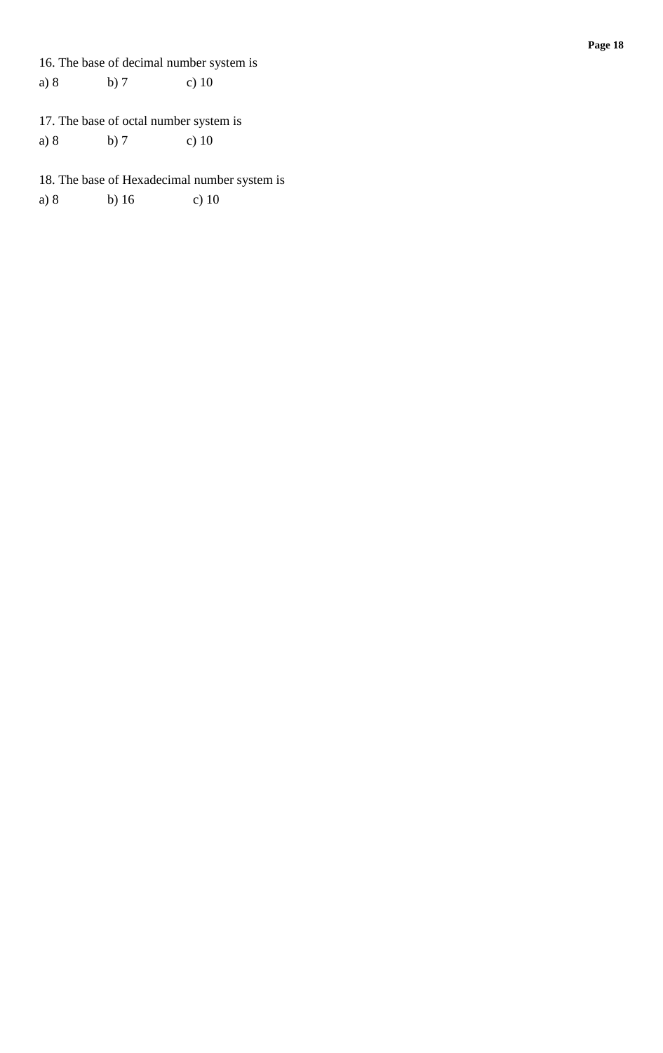16. The base of decimal number system is

a) 8 b) 7 c) 10

17. The base of octal number system is

a) 8 b) 7 c) 10

18. The base of Hexadecimal number system is

a) 8 b) 16 c) 10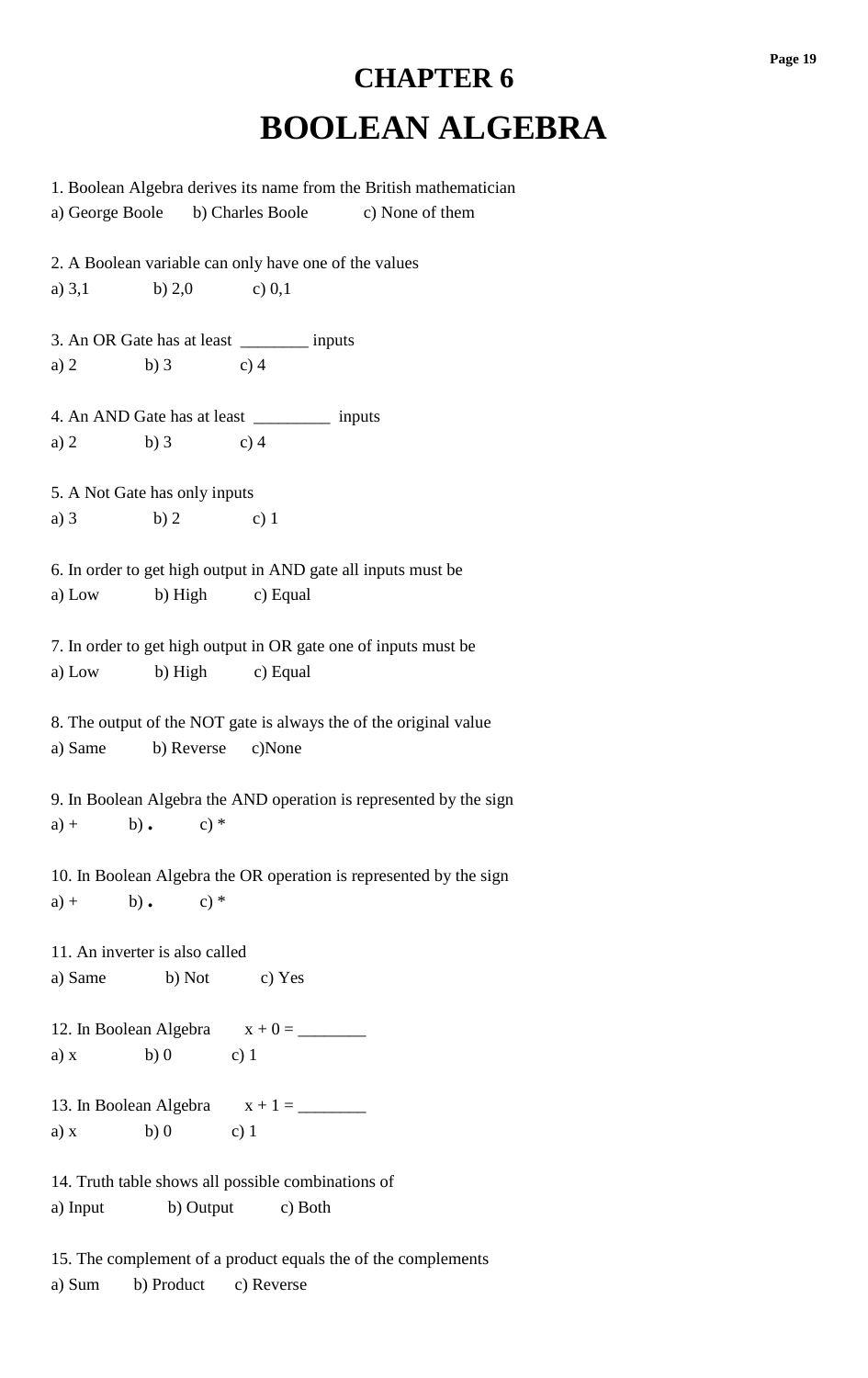# CHAPTER 6

# BOOLEAN ALGEBRA

1. Boolean Algebra derives its name from the British mathematician
a) George Boole  b) Charles Boole  c) None of them

2. A Boolean variable can only have one of the values
a) 3,1  b) 2,0  c) 0,1

3. An OR Gate has at least ________ inputs
a) 2  b) 3  c) 4

4. An AND Gate has at least _________ inputs
a) 2  b) 3  c) 4

5. A Not Gate has only inputs
a) 3  b) 2  c) 1

6. In order to get high output in AND gate all inputs must be
a) Low  b) High  c) Equal

7. In order to get high output in OR gate one of inputs must be
a) Low  b) High  c) Equal

8. The output of the NOT gate is always the of the original value
a) Same  b) Reverse  c)None

9. In Boolean Algebra the AND operation is represented by the sign
a) +  b) •  c) *

10. In Boolean Algebra the OR operation is represented by the sign
a) +  b) •  c) *

11. An inverter is also called
a) Same  b) Not  c) Yes

12. In Boolean Algebra  $x + 0 =$ ________
a) x  b) 0  c) 1

13. In Boolean Algebra  $x + 1 =$ ________
a) x  b) 0  c) 1

14. Truth table shows all possible combinations of
a) Input  b) Output  c) Both

15. The complement of a product equals the of the complements
a) Sum  b) Product  c) Reverse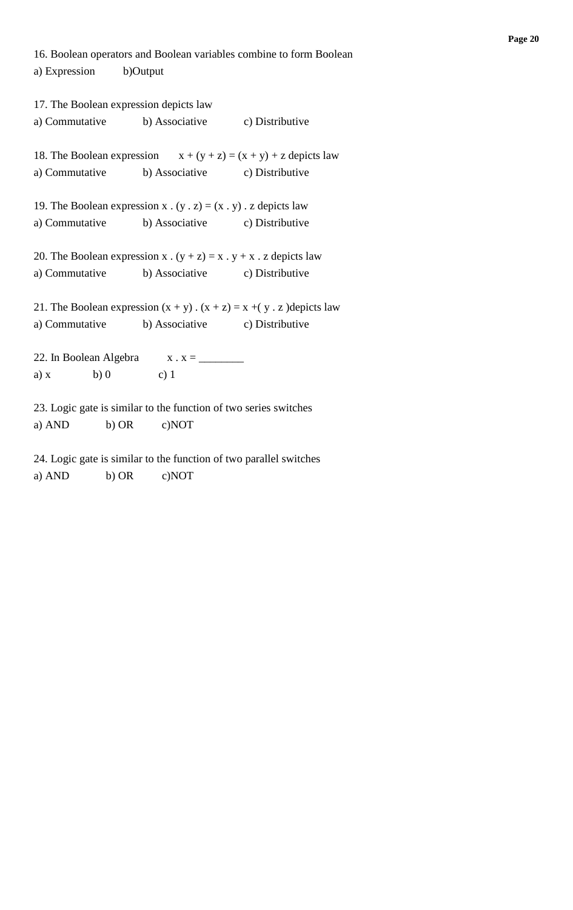16. Boolean operators and Boolean variables combine to form Boolean

a) Expression b)Output

17. The Boolean expression depicts law

a) Commutative b) Associative c) Distributive

18. The Boolean expression $x + (y + z) = (x + y) + z$ depicts law

a) Commutative b) Associative c) Distributive

19. The Boolean expression $x . (y . z) = (x . y) . z$ depicts law

a) Commutative b) Associative c) Distributive

20. The Boolean expression $x . (y + z) = x . y + x . z$ depicts law

a) Commutative b) Associative c) Distributive

21. The Boolean expression $(x + y) . (x + z) = x +( y . z )$depicts law

a) Commutative b) Associative c) Distributive

22. In Boolean Algebra $x . x =$ ________

a) x b) 0 c) 1

23. Logic gate is similar to the function of two series switches

a) AND b) OR c)NOT

24. Logic gate is similar to the function of two parallel switches

a) AND b) OR c)NOT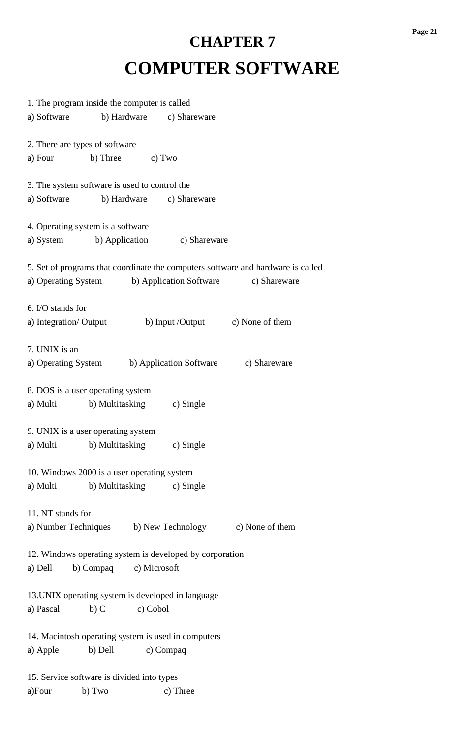# CHAPTER 7

# COMPUTER SOFTWARE

1. The program inside the computer is called
a) Software b) Hardware c) Shareware

2. There are types of software
a) Four b) Three c) Two

3. The system software is used to control the
a) Software b) Hardware c) Shareware

4. Operating system is a software
a) System b) Application c) Shareware

5. Set of programs that coordinate the computers software and hardware is called
a) Operating System b) Application Software c) Shareware

6. I/O stands for
a) Integration/ Output b) Input /Output c) None of them

7. UNIX is an
a) Operating System b) Application Software c) Shareware

8. DOS is a user operating system
a) Multi b) Multitasking c) Single

9. UNIX is a user operating system
a) Multi b) Multitasking c) Single

10. Windows 2000 is a user operating system
a) Multi b) Multitasking c) Single

11. NT stands for
a) Number Techniques b) New Technology c) None of them

12. Windows operating system is developed by corporation
a) Dell b) Compaq c) Microsoft

13.UNIX operating system is developed in language
a) Pascal b) C c) Cobol

14. Macintosh operating system is used in computers
a) Apple b) Dell c) Compaq

15. Service software is divided into types
a)Four b) Two c) Three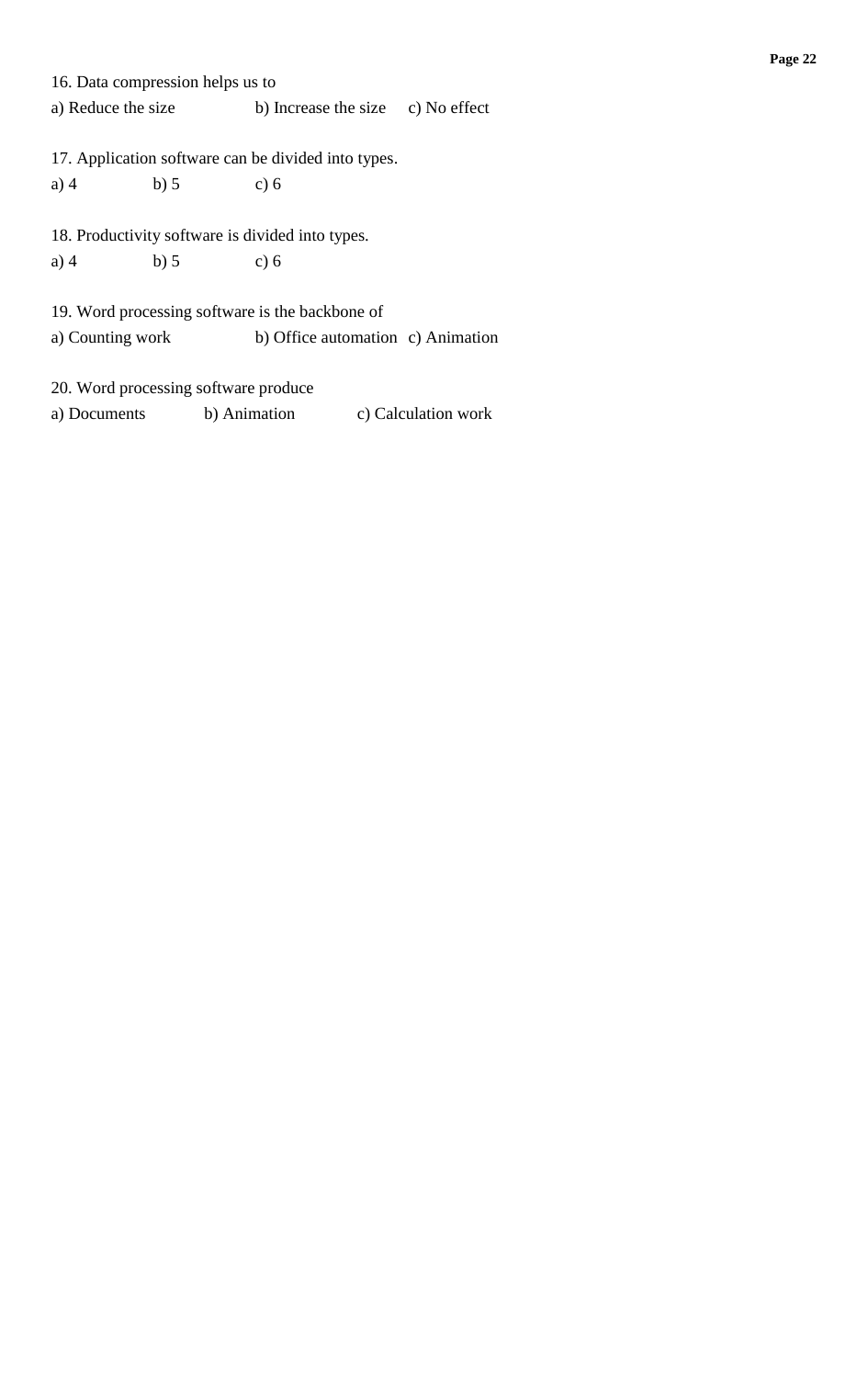16. Data compression helps us to

a) Reduce the size  b) Increase the size  c) No effect

17. Application software can be divided into types.

a) 4  b) 5  c) 6

18. Productivity software is divided into types.

a) 4  b) 5  c) 6

19. Word processing software is the backbone of

a) Counting work  b) Office automation  c) Animation

20. Word processing software produce

a) Documents  b) Animation  c) Calculation work